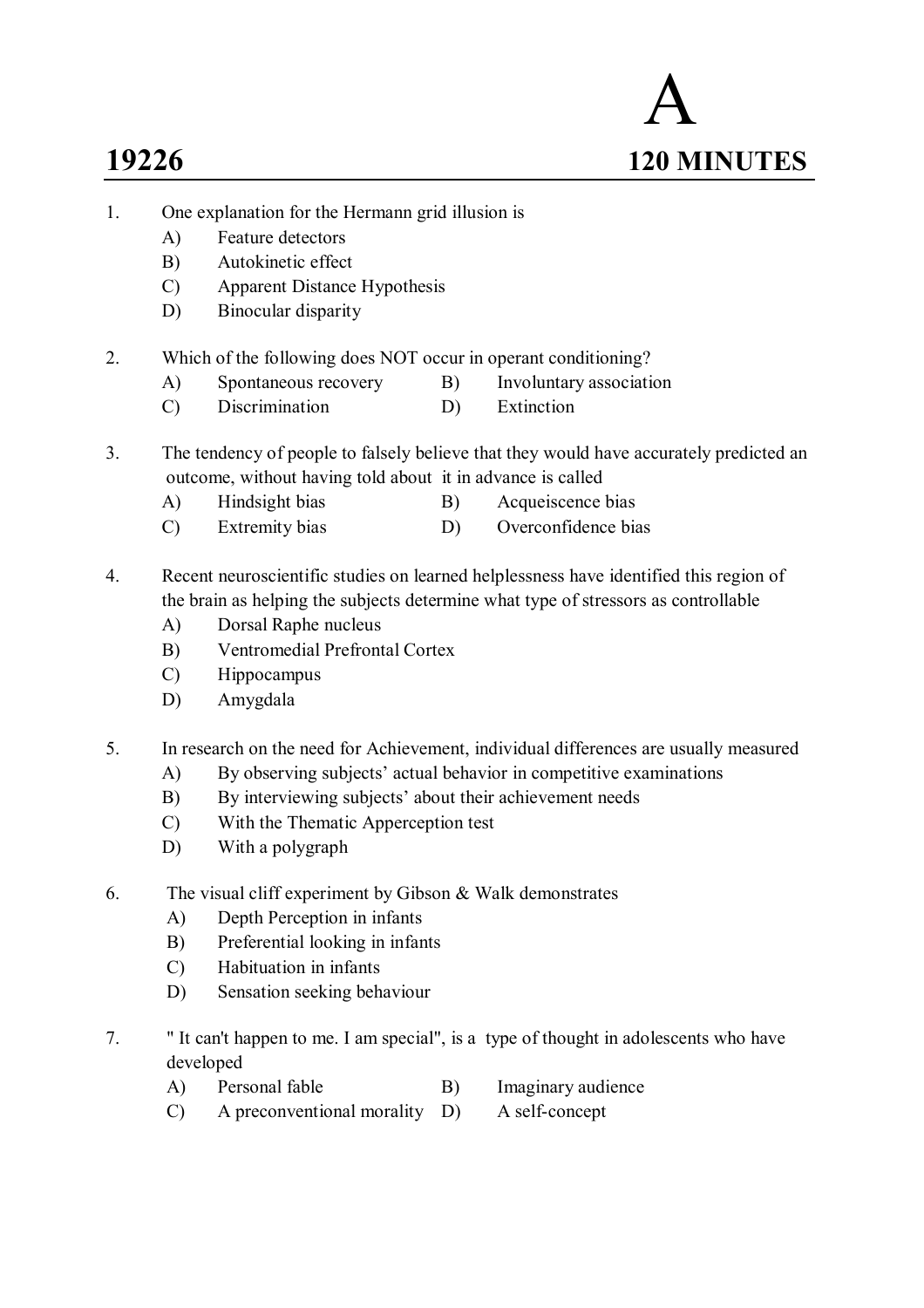# 19226 &nbsp;&nbsp;&nbsp; A &nbsp;&nbsp;&nbsp; 120 MINUTES

1. One explanation for the Hermann grid illusion is
   - A) Feature detectors
   - B) Autokinetic effect
   - C) Apparent Distance Hypothesis
   - D) Binocular disparity

2. Which of the following does NOT occur in operant conditioning?
   - A) Spontaneous recovery
   - B) Involuntary association
   - C) Discrimination
   - D) Extinction

3. The tendency of people to falsely believe that they would have accurately predicted an outcome, without having told about it in advance is called
   - A) Hindsight bias
   - B) Acqueiscence bias
   - C) Extremity bias
   - D) Overconfidence bias

4. Recent neuroscientific studies on learned helplessness have identified this region of the brain as helping the subjects determine what type of stressors as controllable
   - A) Dorsal Raphe nucleus
   - B) Ventromedial Prefrontal Cortex
   - C) Hippocampus
   - D) Amygdala

5. In research on the need for Achievement, individual differences are usually measured
   - A) By observing subjects' actual behavior in competitive examinations
   - B) By interviewing subjects' about their achievement needs
   - C) With the Thematic Apperception test
   - D) With a polygraph

6. The visual cliff experiment by Gibson & Walk demonstrates
   - A) Depth Perception in infants
   - B) Preferential looking in infants
   - C) Habituation in infants
   - D) Sensation seeking behaviour

7. " It can't happen to me. I am special", is a type of thought in adolescents who have developed
   - A) Personal fable
   - B) Imaginary audience
   - C) A preconventional morality
   - D) A self-concept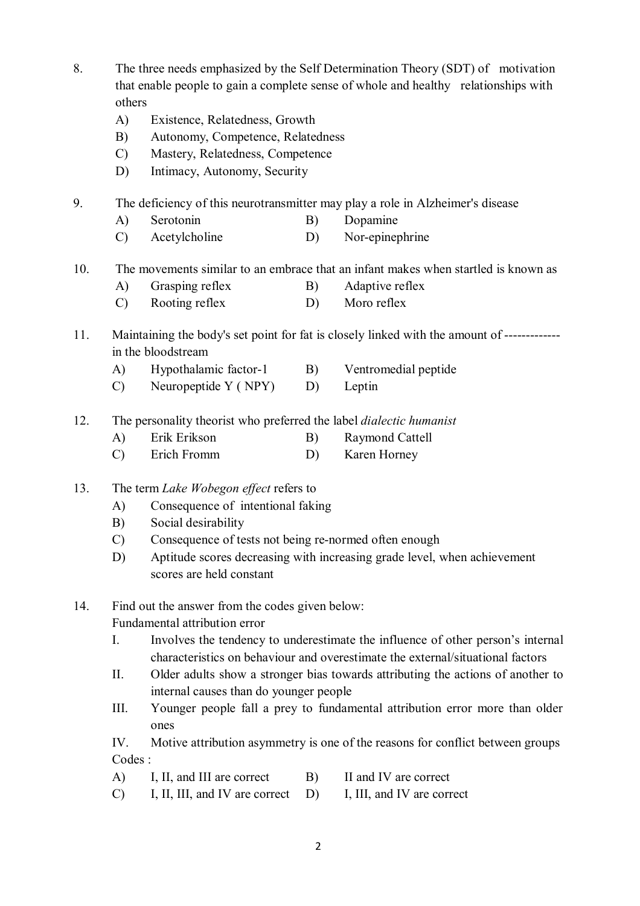8. The three needs emphasized by the Self Determination Theory (SDT) of motivation that enable people to gain a complete sense of whole and healthy relationships with others
   - A) Existence, Relatedness, Growth
   - B) Autonomy, Competence, Relatedness
   - C) Mastery, Relatedness, Competence
   - D) Intimacy, Autonomy, Security

9. The deficiency of this neurotransmitter may play a role in Alzheimer's disease
   - A) Serotonin
   - B) Dopamine
   - C) Acetylcholine
   - D) Nor-epinephrine

10. The movements similar to an embrace that an infant makes when startled is known as
    - A) Grasping reflex
    - B) Adaptive reflex
    - C) Rooting reflex
    - D) Moro reflex

11. Maintaining the body's set point for fat is closely linked with the amount of ------------- in the bloodstream
    - A) Hypothalamic factor-1
    - B) Ventromedial peptide
    - C) Neuropeptide Y ( NPY)
    - D) Leptin

12. The personality theorist who preferred the label *dialectic humanist*
    - A) Erik Erikson
    - B) Raymond Cattell
    - C) Erich Fromm
    - D) Karen Horney

13. The term *Lake Wobegon effect* refers to
    - A) Consequence of intentional faking
    - B) Social desirability
    - C) Consequence of tests not being re-normed often enough
    - D) Aptitude scores decreasing with increasing grade level, when achievement scores are held constant

14. Find out the answer from the codes given below:
    Fundamental attribution error
    - I. Involves the tendency to underestimate the influence of other person's internal characteristics on behaviour and overestimate the external/situational factors
    - II. Older adults show a stronger bias towards attributing the actions of another to internal causes than do younger people
    - III. Younger people fall a prey to fundamental attribution error more than older ones
    - IV. Motive attribution asymmetry is one of the reasons for conflict between groups

    Codes :
    - A) I, II, and III are correct
    - B) II and IV are correct
    - C) I, II, III, and IV are correct
    - D) I, III, and IV are correct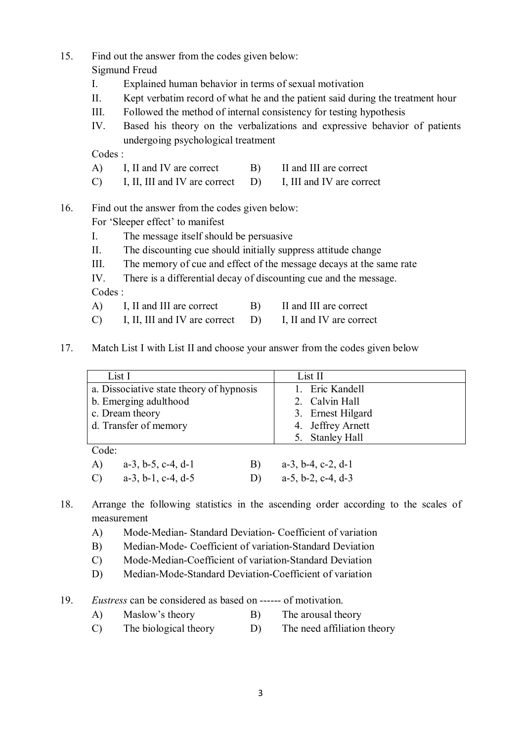15. Find out the answer from the codes given below:

    Sigmund Freud

    I. Explained human behavior in terms of sexual motivation

    II. Kept verbatim record of what he and the patient said during the treatment hour

    III. Followed the method of internal consistency for testing hypothesis

    IV. Based his theory on the verbalizations and expressive behavior of patients undergoing psychological treatment

    Codes :

    A) I, II and IV are correct  B) II and III are correct

    C) I, II, III and IV are correct  D) I, III and IV are correct

16. Find out the answer from the codes given below:

    For 'Sleeper effect' to manifest

    I. The message itself should be persuasive

    II. The discounting cue should initially suppress attitude change

    III. The memory of cue and effect of the message decays at the same rate

    IV. There is a differential decay of discounting cue and the message.

    Codes :

    A) I, II and III are correct  B) II and III are correct

    C) I, II, III and IV are correct  D) I, II and IV are correct

17. Match List I with List II and choose your answer from the codes given below

| List I | List II |
|---|---|
| a. Dissociative state theory of hypnosis | 1. Eric Kandell |
| b. Emerging adulthood | 2. Calvin Hall |
| c. Dream theory | 3. Ernest Hilgard |
| d. Transfer of memory | 4. Jeffrey Arnett |
| | 5. Stanley Hall |

    Code:

    A) a-3, b-5, c-4, d-1  B) a-3, b-4, c-2, d-1

    C) a-3, b-1, c-4, d-5  D) a-5, b-2, c-4, d-3

18. Arrange the following statistics in the ascending order according to the scales of measurement

    A) Mode-Median- Standard Deviation- Coefficient of variation

    B) Median-Mode- Coefficient of variation-Standard Deviation

    C) Mode-Median-Coefficient of variation-Standard Deviation

    D) Median-Mode-Standard Deviation-Coefficient of variation

19. *Eustress* can be considered as based on ------ of motivation.

    A) Maslow's theory  B) The arousal theory

    C) The biological theory  D) The need affiliation theory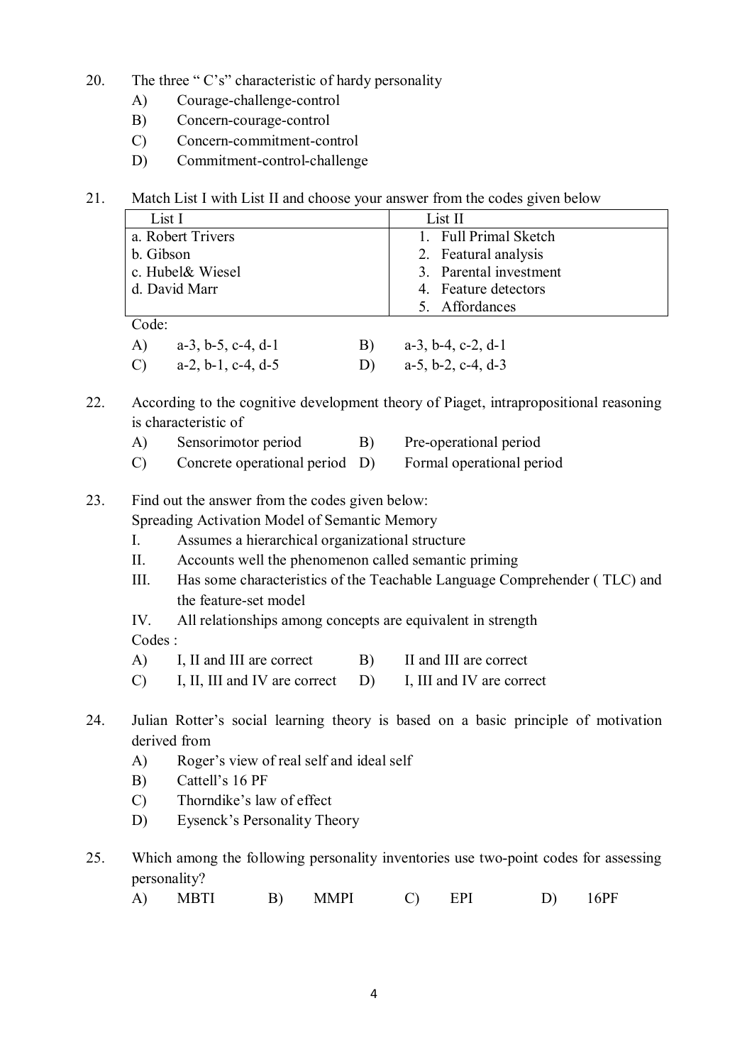20. The three " C's" characteristic of hardy personality
    A) Courage-challenge-control
    B) Concern-courage-control
    C) Concern-commitment-control
    D) Commitment-control-challenge

21. Match List I with List II and choose your answer from the codes given below

| List I | List II |
|---|---|
| a. Robert Trivers | 1. Full Primal Sketch |
| b. Gibson | 2. Featural analysis |
| c. Hubel& Wiesel | 3. Parental investment |
| d. David Marr | 4. Feature detectors |
| | 5. Affordances |

Code:

A) a-3, b-5, c-4, d-1 B) a-3, b-4, c-2, d-1
C) a-2, b-1, c-4, d-5 D) a-5, b-2, c-4, d-3

22. According to the cognitive development theory of Piaget, intrapropositional reasoning is characteristic of
    A) Sensorimotor period B) Pre-operational period
    C) Concrete operational period D) Formal operational period

23. Find out the answer from the codes given below:
    Spreading Activation Model of Semantic Memory
    I. Assumes a hierarchical organizational structure
    II. Accounts well the phenomenon called semantic priming
    III. Has some characteristics of the Teachable Language Comprehender ( TLC) and the feature-set model
    IV. All relationships among concepts are equivalent in strength

    Codes :
    A) I, II and III are correct B) II and III are correct
    C) I, II, III and IV are correct D) I, III and IV are correct

24. Julian Rotter's social learning theory is based on a basic principle of motivation derived from
    A) Roger's view of real self and ideal self
    B) Cattell's 16 PF
    C) Thorndike's law of effect
    D) Eysenck's Personality Theory

25. Which among the following personality inventories use two-point codes for assessing personality?
    A) MBTI B) MMPI C) EPI D) 16PF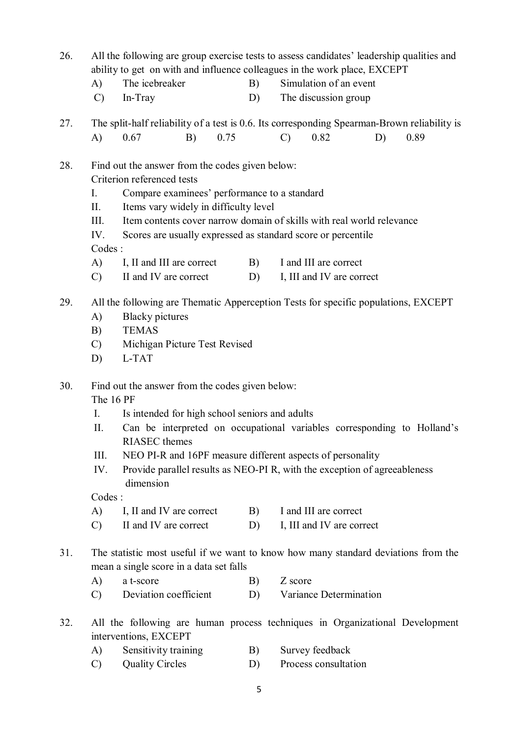26. All the following are group exercise tests to assess candidates' leadership qualities and ability to get on with and influence colleagues in the work place, EXCEPT
    - A) The icebreaker
    - B) Simulation of an event
    - C) In-Tray
    - D) The discussion group

27. The split-half reliability of a test is 0.6. Its corresponding Spearman-Brown reliability is
    - A) 0.67
    - B) 0.75
    - C) 0.82
    - D) 0.89

28. Find out the answer from the codes given below:
    Criterion referenced tests
    - I. Compare examinees' performance to a standard
    - II. Items vary widely in difficulty level
    - III. Item contents cover narrow domain of skills with real world relevance
    - IV. Scores are usually expressed as standard score or percentile

    Codes :
    - A) I, II and III are correct
    - B) I and III are correct
    - C) II and IV are correct
    - D) I, III and IV are correct

29. All the following are Thematic Apperception Tests for specific populations, EXCEPT
    - A) Blacky pictures
    - B) TEMAS
    - C) Michigan Picture Test Revised
    - D) L-TAT

30. Find out the answer from the codes given below:
    The 16 PF
    - I. Is intended for high school seniors and adults
    - II. Can be interpreted on occupational variables corresponding to Holland's RIASEC themes
    - III. NEO PI-R and 16PF measure different aspects of personality
    - IV. Provide parallel results as NEO-PI R, with the exception of agreeableness dimension

    Codes :
    - A) I, II and IV are correct
    - B) I and III are correct
    - C) II and IV are correct
    - D) I, III and IV are correct

31. The statistic most useful if we want to know how many standard deviations from the mean a single score in a data set falls
    - A) a t-score
    - B) Z score
    - C) Deviation coefficient
    - D) Variance Determination

32. All the following are human process techniques in Organizational Development interventions, EXCEPT
    - A) Sensitivity training
    - B) Survey feedback
    - C) Quality Circles
    - D) Process consultation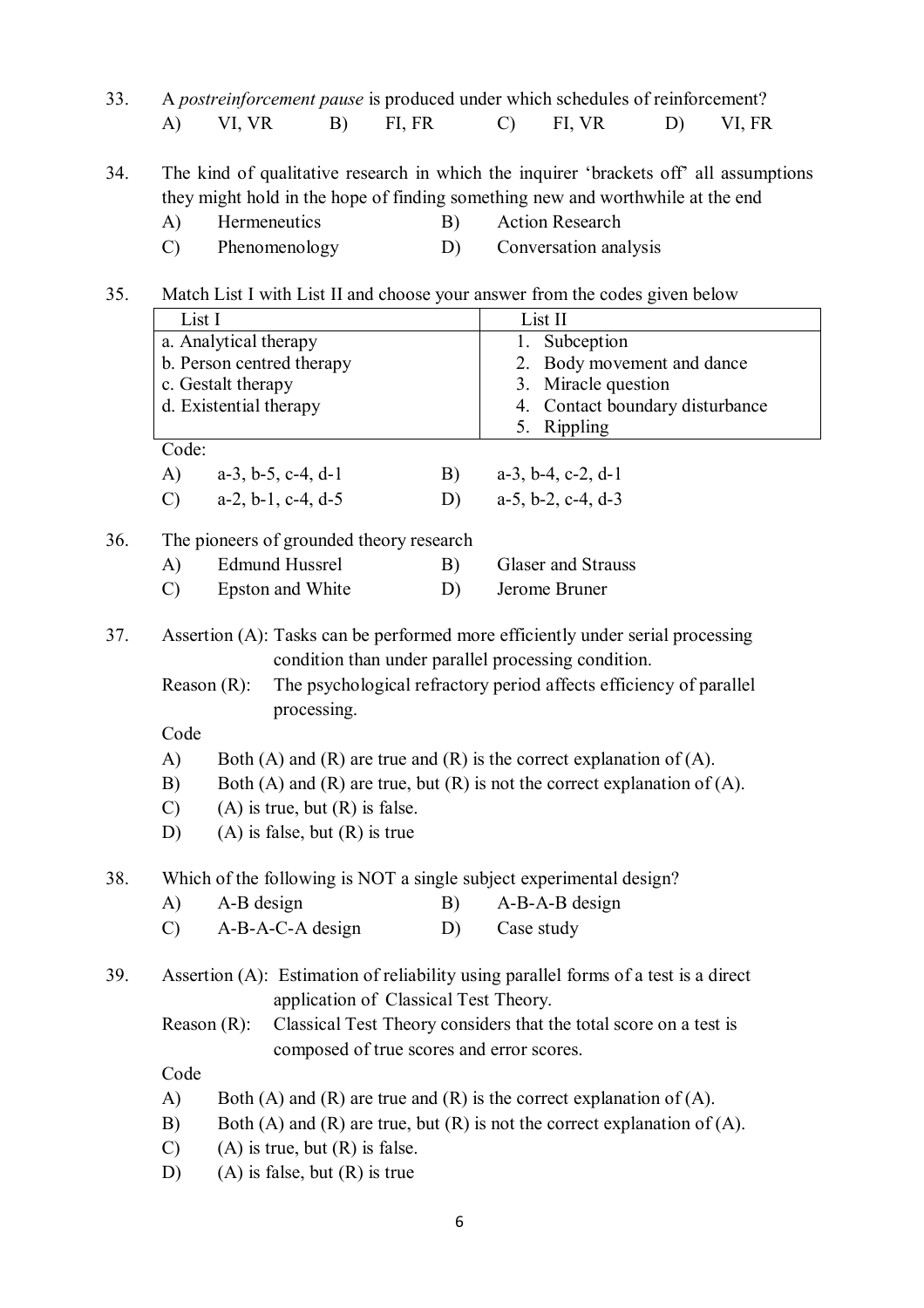33. A *postreinforcement pause* is produced under which schedules of reinforcement?

    A) VI, VR  B) FI, FR  C) FI, VR  D) VI, FR

34. The kind of qualitative research in which the inquirer 'brackets off' all assumptions they might hold in the hope of finding something new and worthwhile at the end

    A) Hermeneutics  B) Action Research
    C) Phenomenology  D) Conversation analysis

35. Match List I with List II and choose your answer from the codes given below

| List I | List II |
|---|---|
| a. Analytical therapy | 1. Subception |
| b. Person centred therapy | 2. Body movement and dance |
| c. Gestalt therapy | 3. Miracle question |
| d. Existential therapy | 4. Contact boundary disturbance |
| | 5. Rippling |

    Code:

    A) a-3, b-5, c-4, d-1  B) a-3, b-4, c-2, d-1
    C) a-2, b-1, c-4, d-5  D) a-5, b-2, c-4, d-3

36. The pioneers of grounded theory research

    A) Edmund Hussrel  B) Glaser and Strauss
    C) Epston and White  D) Jerome Bruner

37. Assertion (A): Tasks can be performed more efficiently under serial processing condition than under parallel processing condition.

    Reason (R): The psychological refractory period affects efficiency of parallel processing.

    Code

    A) Both (A) and (R) are true and (R) is the correct explanation of (A).
    B) Both (A) and (R) are true, but (R) is not the correct explanation of (A).
    C) (A) is true, but (R) is false.
    D) (A) is false, but (R) is true

38. Which of the following is NOT a single subject experimental design?

    A) A-B design  B) A-B-A-B design
    C) A-B-A-C-A design  D) Case study

39. Assertion (A): Estimation of reliability using parallel forms of a test is a direct application of Classical Test Theory.

    Reason (R): Classical Test Theory considers that the total score on a test is composed of true scores and error scores.

    Code

    A) Both (A) and (R) are true and (R) is the correct explanation of (A).
    B) Both (A) and (R) are true, but (R) is not the correct explanation of (A).
    C) (A) is true, but (R) is false.
    D) (A) is false, but (R) is true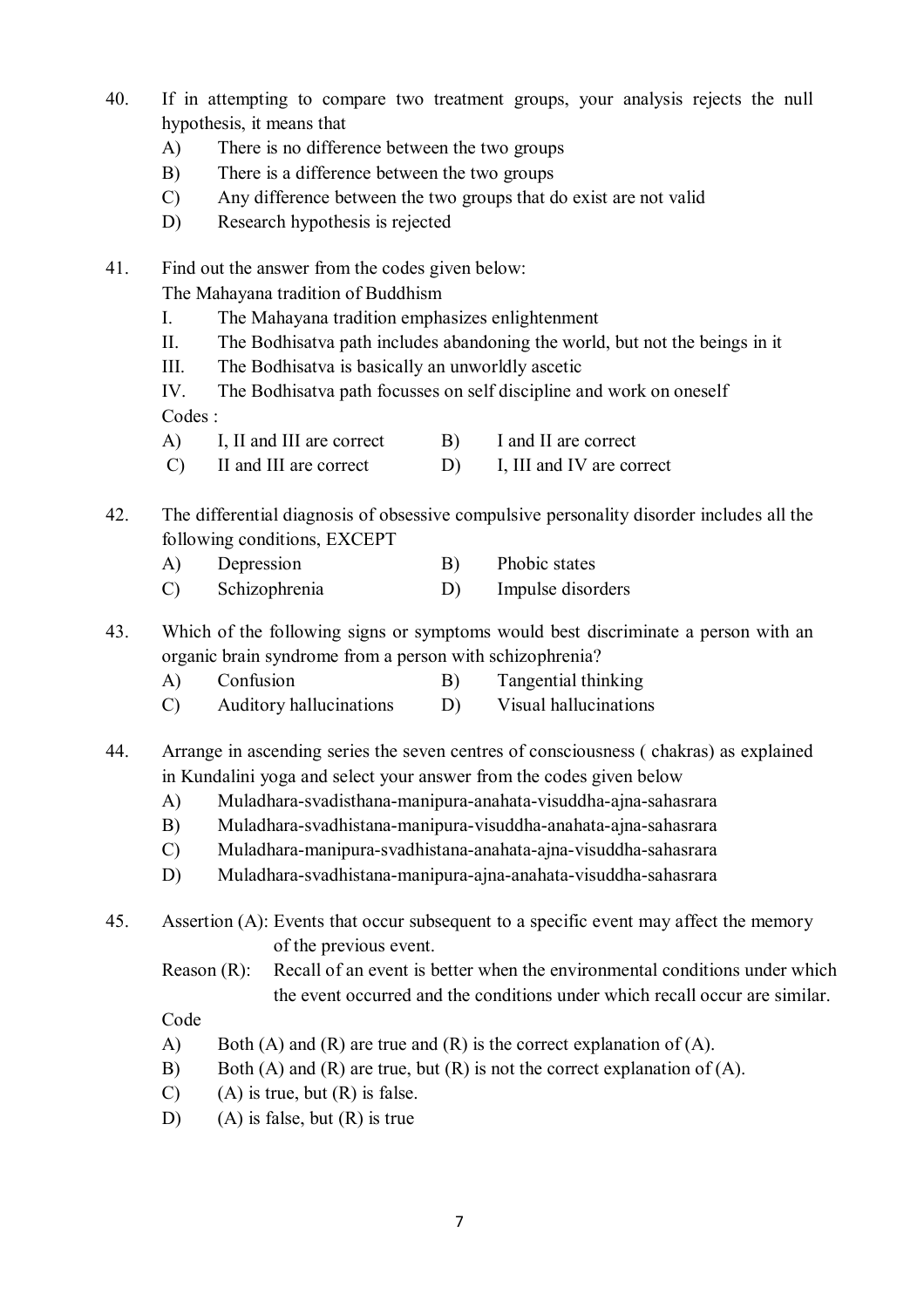40. If in attempting to compare two treatment groups, your analysis rejects the null hypothesis, it means that
    A) There is no difference between the two groups
    B) There is a difference between the two groups
    C) Any difference between the two groups that do exist are not valid
    D) Research hypothesis is rejected

41. Find out the answer from the codes given below:
    The Mahayana tradition of Buddhism
    I. The Mahayana tradition emphasizes enlightenment
    II. The Bodhisatva path includes abandoning the world, but not the beings in it
    III. The Bodhisatva is basically an unworldly ascetic
    IV. The Bodhisatva path focusses on self discipline and work on oneself
    Codes :
    A) I, II and III are correct
    B) I and II are correct
    C) II and III are correct
    D) I, III and IV are correct

42. The differential diagnosis of obsessive compulsive personality disorder includes all the following conditions, EXCEPT
    A) Depression
    B) Phobic states
    C) Schizophrenia
    D) Impulse disorders

43. Which of the following signs or symptoms would best discriminate a person with an organic brain syndrome from a person with schizophrenia?
    A) Confusion
    B) Tangential thinking
    C) Auditory hallucinations
    D) Visual hallucinations

44. Arrange in ascending series the seven centres of consciousness ( chakras) as explained in Kundalini yoga and select your answer from the codes given below
    A) Muladhara-svadisthana-manipura-anahata-visuddha-ajna-sahasrara
    B) Muladhara-svadhistana-manipura-visuddha-anahata-ajna-sahasrara
    C) Muladhara-manipura-svadhistana-anahata-ajna-visuddha-sahasrara
    D) Muladhara-svadhistana-manipura-ajna-anahata-visuddha-sahasrara

45. Assertion (A): Events that occur subsequent to a specific event may affect the memory of the previous event.
    Reason (R): Recall of an event is better when the environmental conditions under which the event occurred and the conditions under which recall occur are similar.
    Code
    A) Both (A) and (R) are true and (R) is the correct explanation of (A).
    B) Both (A) and (R) are true, but (R) is not the correct explanation of (A).
    C) (A) is true, but (R) is false.
    D) (A) is false, but (R) is true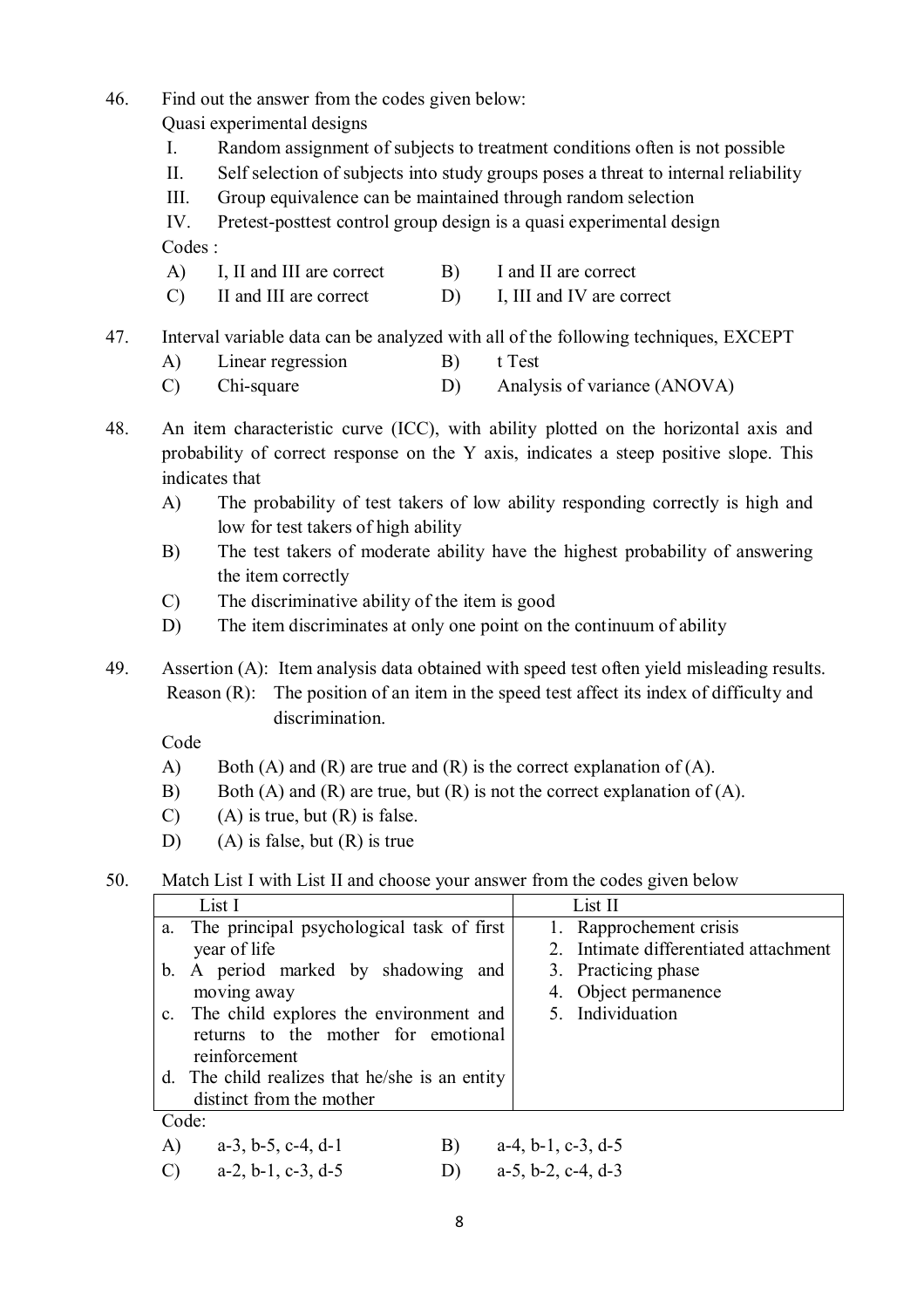46. Find out the answer from the codes given below:
    Quasi experimental designs
    I. Random assignment of subjects to treatment conditions often is not possible
    II. Self selection of subjects into study groups poses a threat to internal reliability
    III. Group equivalence can be maintained through random selection
    IV. Pretest-posttest control group design is a quasi experimental design
    Codes :
    A) I, II and III are correct
    B) I and II are correct
    C) II and III are correct
    D) I, III and IV are correct

47. Interval variable data can be analyzed with all of the following techniques, EXCEPT
    A) Linear regression
    B) t Test
    C) Chi-square
    D) Analysis of variance (ANOVA)

48. An item characteristic curve (ICC), with ability plotted on the horizontal axis and probability of correct response on the Y axis, indicates a steep positive slope. This indicates that
    A) The probability of test takers of low ability responding correctly is high and low for test takers of high ability
    B) The test takers of moderate ability have the highest probability of answering the item correctly
    C) The discriminative ability of the item is good
    D) The item discriminates at only one point on the continuum of ability

49. Assertion (A): Item analysis data obtained with speed test often yield misleading results.
    Reason (R): The position of an item in the speed test affect its index of difficulty and discrimination.
    Code
    A) Both (A) and (R) are true and (R) is the correct explanation of (A).
    B) Both (A) and (R) are true, but (R) is not the correct explanation of (A).
    C) (A) is true, but (R) is false.
    D) (A) is false, but (R) is true

50. Match List I with List II and choose your answer from the codes given below

| List I | List II |
|---|---|
| a. The principal psychological task of first year of life | 1. Rapprochement crisis |
| b. A period marked by shadowing and moving away | 2. Intimate differentiated attachment |
| c. The child explores the environment and returns to the mother for emotional reinforcement | 3. Practicing phase |
| d. The child realizes that he/she is an entity distinct from the mother | 4. Object permanence |
| | 5. Individuation |

Code:
    A) a-3, b-5, c-4, d-1
    B) a-4, b-1, c-3, d-5
    C) a-2, b-1, c-3, d-5
    D) a-5, b-2, c-4, d-3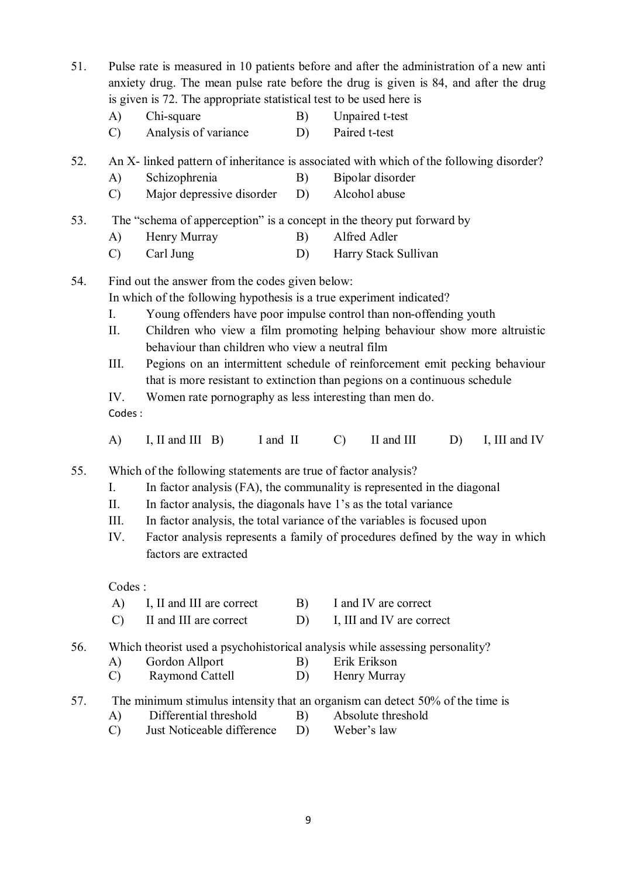51. Pulse rate is measured in 10 patients before and after the administration of a new anti anxiety drug. The mean pulse rate before the drug is given is 84, and after the drug is given is 72. The appropriate statistical test to be used here is

   A) Chi-square  B) Unpaired t-test
   C) Analysis of variance  D) Paired t-test

52. An X- linked pattern of inheritance is associated with which of the following disorder?

   A) Schizophrenia  B) Bipolar disorder
   C) Major depressive disorder  D) Alcohol abuse

53. The "schema of apperception" is a concept in the theory put forward by

   A) Henry Murray  B) Alfred Adler
   C) Carl Jung  D) Harry Stack Sullivan

54. Find out the answer from the codes given below:
   In which of the following hypothesis is a true experiment indicated?

   I. Young offenders have poor impulse control than non-offending youth
   II. Children who view a film promoting helping behaviour show more altruistic behaviour than children who view a neutral film
   III. Pegions on an intermittent schedule of reinforcement emit pecking behaviour that is more resistant to extinction than pegions on a continuous schedule
   IV. Women rate pornography as less interesting than men do.

   Codes :

   A) I, II and III  B) I and II  C) II and III  D) I, III and IV

55. Which of the following statements are true of factor analysis?

   I. In factor analysis (FA), the communality is represented in the diagonal
   II. In factor analysis, the diagonals have 1's as the total variance
   III. In factor analysis, the total variance of the variables is focused upon
   IV. Factor analysis represents a family of procedures defined by the way in which factors are extracted

   Codes :

   A) I, II and III are correct  B) I and IV are correct
   C) II and III are correct  D) I, III and IV are correct

56. Which theorist used a psychohistorical analysis while assessing personality?

   A) Gordon Allport  B) Erik Erikson
   C) Raymond Cattell  D) Henry Murray

57. The minimum stimulus intensity that an organism can detect 50% of the time is

   A) Differential threshold  B) Absolute threshold
   C) Just Noticeable difference  D) Weber's law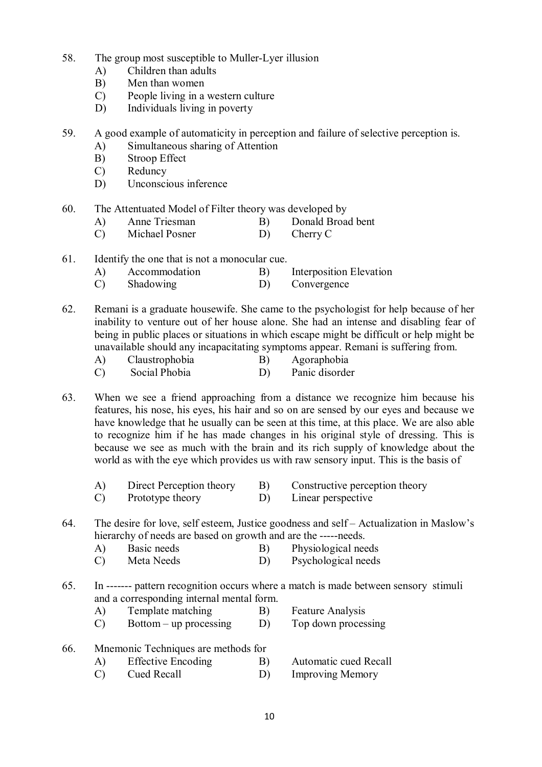58. The group most susceptible to Muller-Lyer illusion
    A) Children than adults
    B) Men than women
    C) People living in a western culture
    D) Individuals living in poverty

59. A good example of automaticity in perception and failure of selective perception is.
    A) Simultaneous sharing of Attention
    B) Stroop Effect
    C) Reduncy
    D) Unconscious inference

60. The Attentuated Model of Filter theory was developed by
    A) Anne Triesman
    B) Donald Broad bent
    C) Michael Posner
    D) Cherry C

61. Identify the one that is not a monocular cue.
    A) Accommodation
    B) Interposition Elevation
    C) Shadowing
    D) Convergence

62. Remani is a graduate housewife. She came to the psychologist for help because of her inability to venture out of her house alone. She had an intense and disabling fear of being in public places or situations in which escape might be difficult or help might be unavailable should any incapacitating symptoms appear. Remani is suffering from.
    A) Claustrophobia
    B) Agoraphobia
    C) Social Phobia
    D) Panic disorder

63. When we see a friend approaching from a distance we recognize him because his features, his nose, his eyes, his hair and so on are sensed by our eyes and because we have knowledge that he usually can be seen at this time, at this place. We are also able to recognize him if he has made changes in his original style of dressing. This is because we see as much with the brain and its rich supply of knowledge about the world as with the eye which provides us with raw sensory input. This is the basis of
    A) Direct Perception theory
    B) Constructive perception theory
    C) Prototype theory
    D) Linear perspective

64. The desire for love, self esteem, Justice goodness and self – Actualization in Maslow's hierarchy of needs are based on growth and are the -----needs.
    A) Basic needs
    B) Physiological needs
    C) Meta Needs
    D) Psychological needs

65. In ------- pattern recognition occurs where a match is made between sensory stimuli and a corresponding internal mental form.
    A) Template matching
    B) Feature Analysis
    C) Bottom – up processing
    D) Top down processing

66. Mnemonic Techniques are methods for
    A) Effective Encoding
    B) Automatic cued Recall
    C) Cued Recall
    D) Improving Memory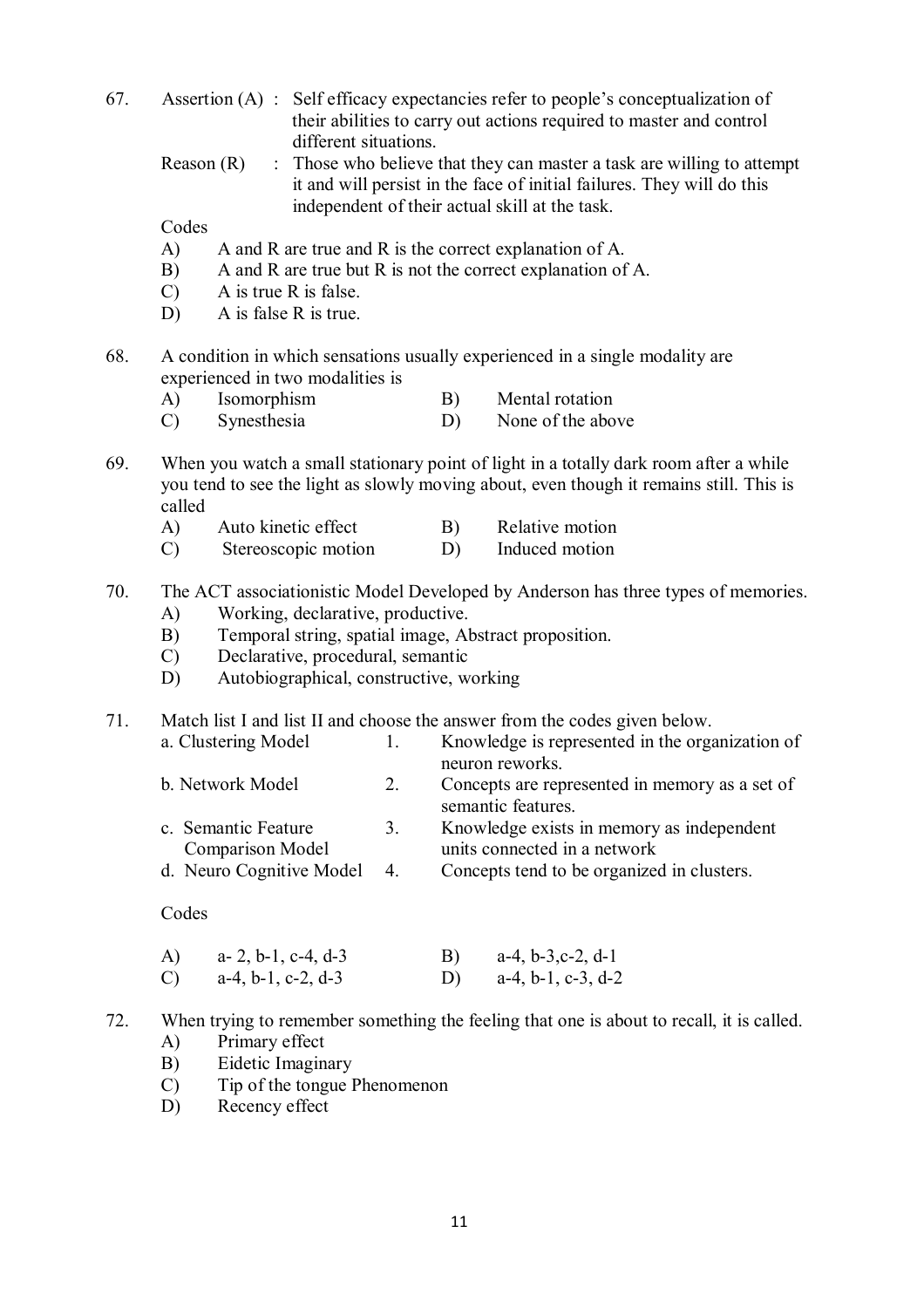67. Assertion (A) : Self efficacy expectancies refer to people's conceptualization of their abilities to carry out actions required to master and control different situations.

    Reason (R) : Those who believe that they can master a task are willing to attempt it and will persist in the face of initial failures. They will do this independent of their actual skill at the task.

    Codes

    A) A and R are true and R is the correct explanation of A.
    B) A and R are true but R is not the correct explanation of A.
    C) A is true R is false.
    D) A is false R is true.

68. A condition in which sensations usually experienced in a single modality are experienced in two modalities is

    A) Isomorphism
    B) Mental rotation
    C) Synesthesia
    D) None of the above

69. When you watch a small stationary point of light in a totally dark room after a while you tend to see the light as slowly moving about, even though it remains still. This is called

    A) Auto kinetic effect
    B) Relative motion
    C) Stereoscopic motion
    D) Induced motion

70. The ACT associationistic Model Developed by Anderson has three types of memories.

    A) Working, declarative, productive.
    B) Temporal string, spatial image, Abstract proposition.
    C) Declarative, procedural, semantic
    D) Autobiographical, constructive, working

71. Match list I and list II and choose the answer from the codes given below.

| List I | | List II |
|---|---|---|
| a. Clustering Model | 1. | Knowledge is represented in the organization of neuron reworks. |
| b. Network Model | 2. | Concepts are represented in memory as a set of semantic features. |
| c. Semantic Feature Comparison Model | 3. | Knowledge exists in memory as independent units connected in a network |
| d. Neuro Cognitive Model | 4. | Concepts tend to be organized in clusters. |

    Codes

    A) a- 2, b-1, c-4, d-3
    B) a-4, b-3,c-2, d-1
    C) a-4, b-1, c-2, d-3
    D) a-4, b-1, c-3, d-2

72. When trying to remember something the feeling that one is about to recall, it is called.

    A) Primary effect
    B) Eidetic Imaginary
    C) Tip of the tongue Phenomenon
    D) Recency effect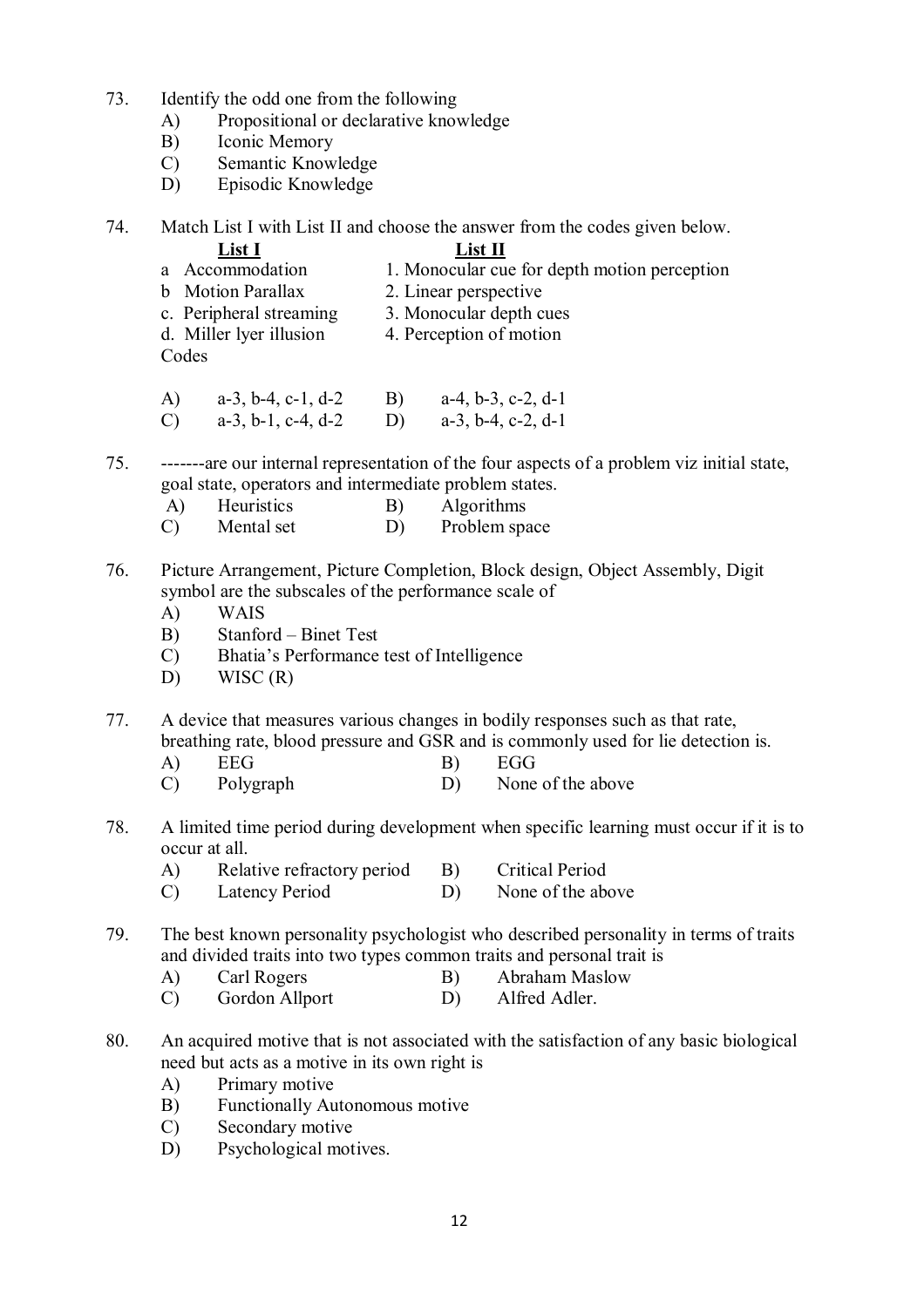73. Identify the odd one from the following
    A) Propositional or declarative knowledge
    B) Iconic Memory
    C) Semantic Knowledge
    D) Episodic Knowledge

74. Match List I with List II and choose the answer from the codes given below.

| **List I** | **List II** |
|---|---|
| a Accommodation | 1. Monocular cue for depth motion perception |
| b Motion Parallax | 2. Linear perspective |
| c. Peripheral streaming | 3. Monocular depth cues |
| d. Miller lyer illusion | 4. Perception of motion |

Codes

A) a-3, b-4, c-1, d-2 B) a-4, b-3, c-2, d-1
C) a-3, b-1, c-4, d-2 D) a-3, b-4, c-2, d-1

75. -------are our internal representation of the four aspects of a problem viz initial state, goal state, operators and intermediate problem states.
    A) Heuristics B) Algorithms
    C) Mental set D) Problem space

76. Picture Arrangement, Picture Completion, Block design, Object Assembly, Digit symbol are the subscales of the performance scale of
    A) WAIS
    B) Stanford – Binet Test
    C) Bhatia's Performance test of Intelligence
    D) WISC (R)

77. A device that measures various changes in bodily responses such as that rate, breathing rate, blood pressure and GSR and is commonly used for lie detection is.
    A) EEG B) EGG
    C) Polygraph D) None of the above

78. A limited time period during development when specific learning must occur if it is to occur at all.
    A) Relative refractory period B) Critical Period
    C) Latency Period D) None of the above

79. The best known personality psychologist who described personality in terms of traits and divided traits into two types common traits and personal trait is
    A) Carl Rogers B) Abraham Maslow
    C) Gordon Allport D) Alfred Adler.

80. An acquired motive that is not associated with the satisfaction of any basic biological need but acts as a motive in its own right is
    A) Primary motive
    B) Functionally Autonomous motive
    C) Secondary motive
    D) Psychological motives.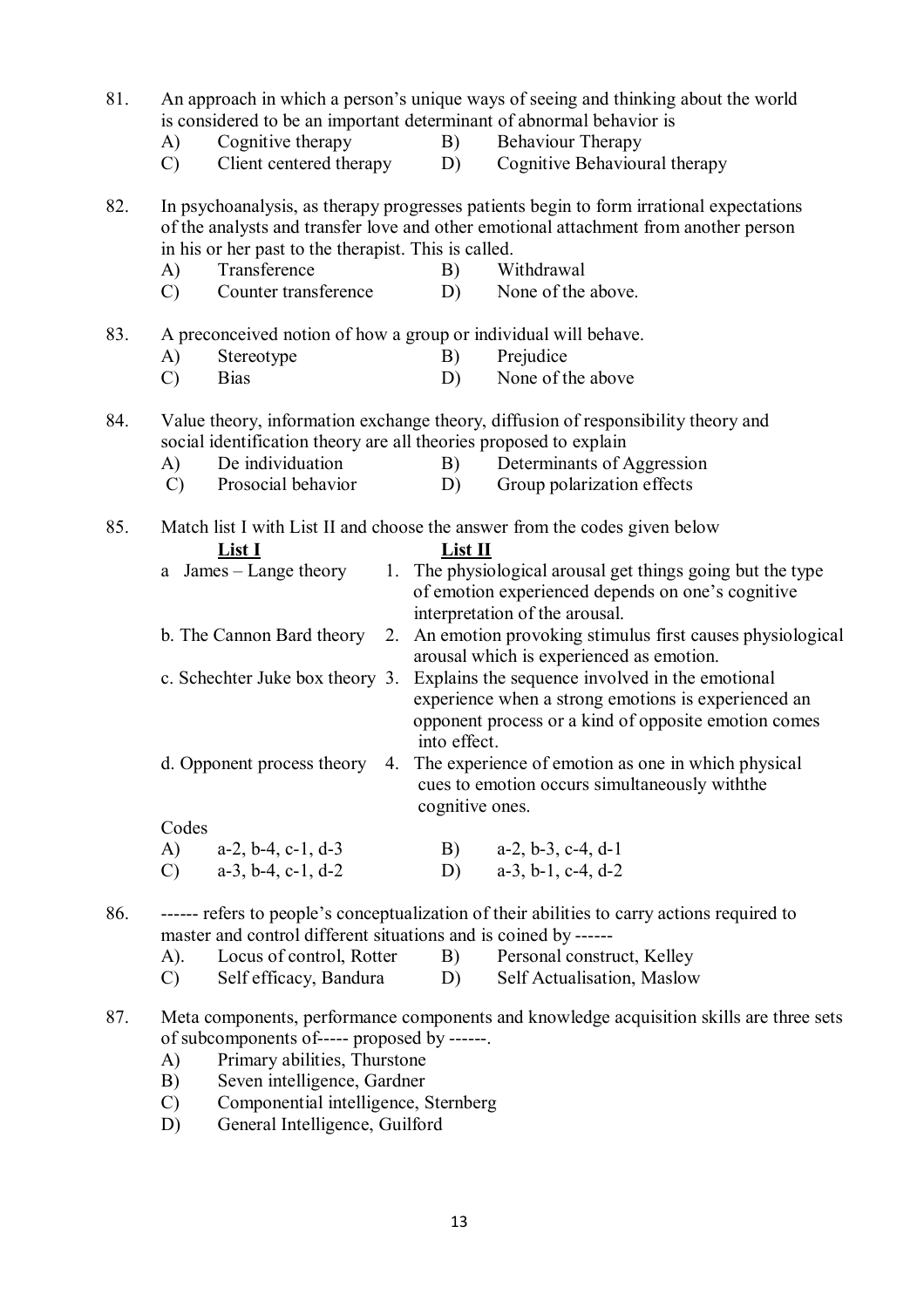81. An approach in which a person's unique ways of seeing and thinking about the world is considered to be an important determinant of abnormal behavior is

    A) Cognitive therapy
    B) Behaviour Therapy
    C) Client centered therapy
    D) Cognitive Behavioural therapy

82. In psychoanalysis, as therapy progresses patients begin to form irrational expectations of the analysts and transfer love and other emotional attachment from another person in his or her past to the therapist. This is called.

    A) Transference
    B) Withdrawal
    C) Counter transference
    D) None of the above.

83. A preconceived notion of how a group or individual will behave.

    A) Stereotype
    B) Prejudice
    C) Bias
    D) None of the above

84. Value theory, information exchange theory, diffusion of responsibility theory and social identification theory are all theories proposed to explain

    A) De individuation
    B) Determinants of Aggression
    C) Prosocial behavior
    D) Group polarization effects

85. Match list I with List II and choose the answer from the codes given below

| **List I** | **List II** |
|---|---|
| a James – Lange theory | 1. The physiological arousal get things going but the type of emotion experienced depends on one's cognitive interpretation of the arousal. |
| b. The Cannon Bard theory | 2. An emotion provoking stimulus first causes physiological arousal which is experienced as emotion. |
| c. Schechter Juke box theory | 3. Explains the sequence involved in the emotional experience when a strong emotions is experienced an opponent process or a kind of opposite emotion comes into effect. |
| d. Opponent process theory | 4. The experience of emotion as one in which physical cues to emotion occurs simultaneously withthe cognitive ones. |

Codes

    A) a-2, b-4, c-1, d-3
    B) a-2, b-3, c-4, d-1
    C) a-3, b-4, c-1, d-2
    D) a-3, b-1, c-4, d-2

86. ------ refers to people's conceptualization of their abilities to carry actions required to master and control different situations and is coined by ------

    A). Locus of control, Rotter
    B) Personal construct, Kelley
    C) Self efficacy, Bandura
    D) Self Actualisation, Maslow

87. Meta components, performance components and knowledge acquisition skills are three sets of subcomponents of----- proposed by ------.

    A) Primary abilities, Thurstone
    B) Seven intelligence, Gardner
    C) Componential intelligence, Sternberg
    D) General Intelligence, Guilford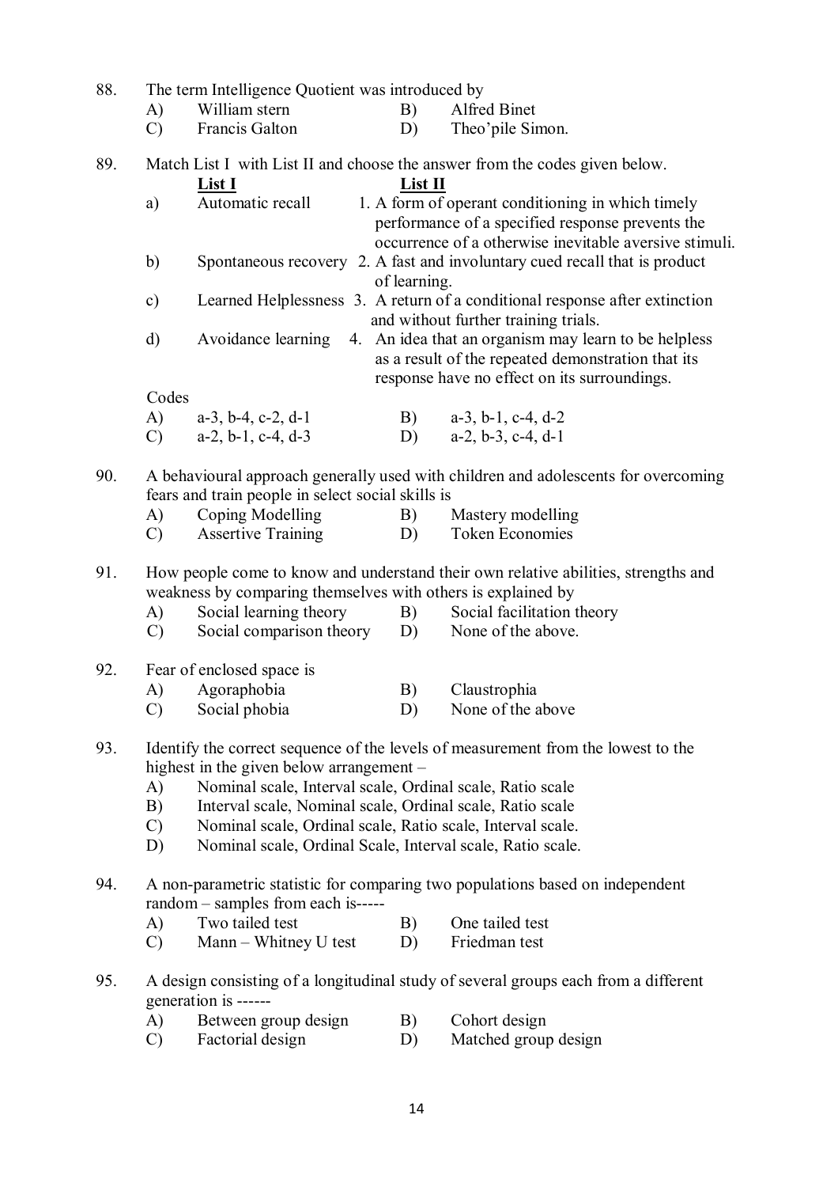88. The term Intelligence Quotient was introduced by
   - A) William stern
   - B) Alfred Binet
   - C) Francis Galton
   - D) Theo'pile Simon.

89. Match List I with List II and choose the answer from the codes given below.

| | List I | List II |
|---|---|---|
| a) | Automatic recall | 1. A form of operant conditioning in which timely performance of a specified response prevents the occurrence of a otherwise inevitable aversive stimuli. |
| b) | Spontaneous recovery | 2. A fast and involuntary cued recall that is product of learning. |
| c) | Learned Helplessness | 3. A return of a conditional response after extinction and without further training trials. |
| d) | Avoidance learning | 4. An idea that an organism may learn to be helpless as a result of the repeated demonstration that its response have no effect on its surroundings. |

   Codes
   - A) a-3, b-4, c-2, d-1
   - B) a-3, b-1, c-4, d-2
   - C) a-2, b-1, c-4, d-3
   - D) a-2, b-3, c-4, d-1

90. A behavioural approach generally used with children and adolescents for overcoming fears and train people in select social skills is
   - A) Coping Modelling
   - B) Mastery modelling
   - C) Assertive Training
   - D) Token Economies

91. How people come to know and understand their own relative abilities, strengths and weakness by comparing themselves with others is explained by
   - A) Social learning theory
   - B) Social facilitation theory
   - C) Social comparison theory
   - D) None of the above.

92. Fear of enclosed space is
   - A) Agoraphobia
   - B) Claustrophia
   - C) Social phobia
   - D) None of the above

93. Identify the correct sequence of the levels of measurement from the lowest to the highest in the given below arrangement –
   - A) Nominal scale, Interval scale, Ordinal scale, Ratio scale
   - B) Interval scale, Nominal scale, Ordinal scale, Ratio scale
   - C) Nominal scale, Ordinal scale, Ratio scale, Interval scale.
   - D) Nominal scale, Ordinal Scale, Interval scale, Ratio scale.

94. A non-parametric statistic for comparing two populations based on independent random – samples from each is-----
   - A) Two tailed test
   - B) One tailed test
   - C) Mann – Whitney U test
   - D) Friedman test

95. A design consisting of a longitudinal study of several groups each from a different generation is ------
   - A) Between group design
   - B) Cohort design
   - C) Factorial design
   - D) Matched group design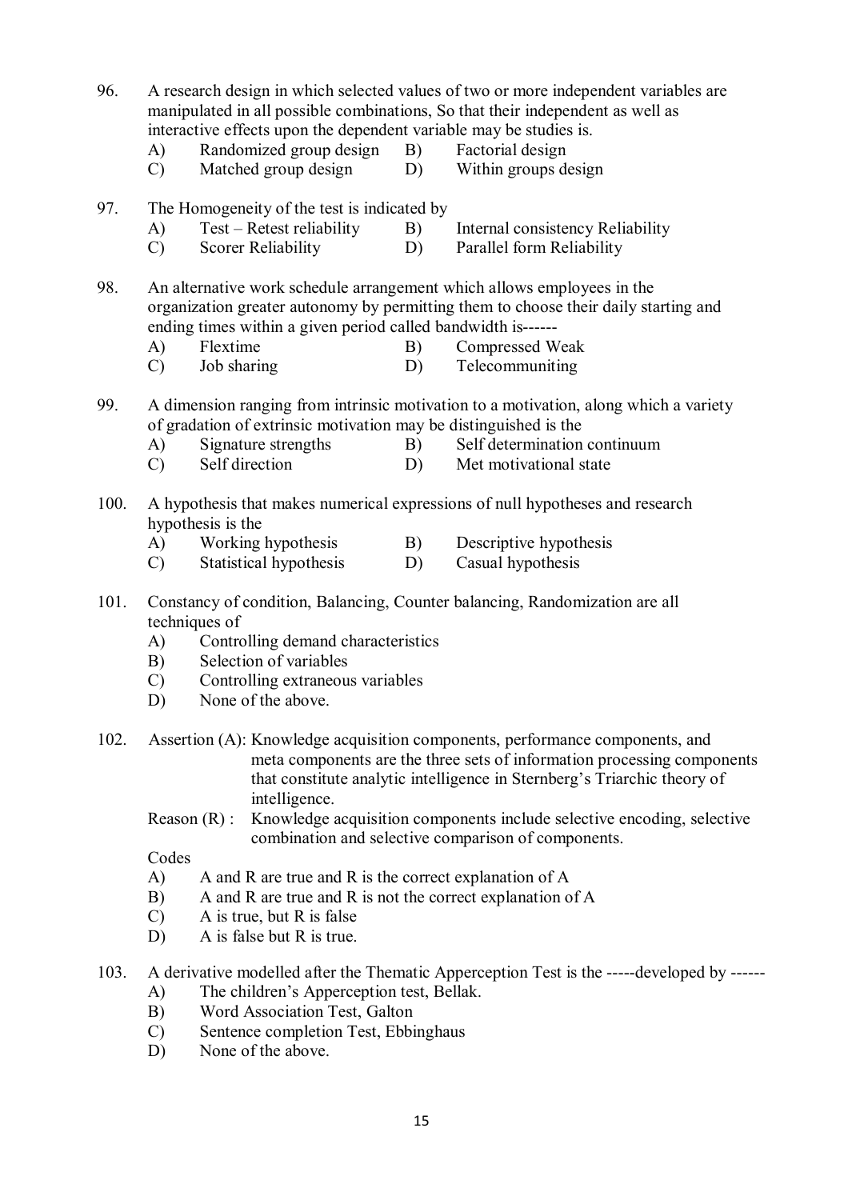96. A research design in which selected values of two or more independent variables are manipulated in all possible combinations, So that their independent as well as interactive effects upon the dependent variable may be studies is.
    - A) Randomized group design
    - B) Factorial design
    - C) Matched group design
    - D) Within groups design

97. The Homogeneity of the test is indicated by
    - A) Test – Retest reliability
    - B) Internal consistency Reliability
    - C) Scorer Reliability
    - D) Parallel form Reliability

98. An alternative work schedule arrangement which allows employees in the organization greater autonomy by permitting them to choose their daily starting and ending times within a given period called bandwidth is------
    - A) Flextime
    - B) Compressed Weak
    - C) Job sharing
    - D) Telecommuniting

99. A dimension ranging from intrinsic motivation to a motivation, along which a variety of gradation of extrinsic motivation may be distinguished is the
    - A) Signature strengths
    - B) Self determination continuum
    - C) Self direction
    - D) Met motivational state

100. A hypothesis that makes numerical expressions of null hypotheses and research hypothesis is the
    - A) Working hypothesis
    - B) Descriptive hypothesis
    - C) Statistical hypothesis
    - D) Casual hypothesis

101. Constancy of condition, Balancing, Counter balancing, Randomization are all techniques of
    - A) Controlling demand characteristics
    - B) Selection of variables
    - C) Controlling extraneous variables
    - D) None of the above.

102. Assertion (A): Knowledge acquisition components, performance components, and meta components are the three sets of information processing components that constitute analytic intelligence in Sternberg's Triarchic theory of intelligence.

     Reason (R) : Knowledge acquisition components include selective encoding, selective combination and selective comparison of components.

     Codes
    - A) A and R are true and R is the correct explanation of A
    - B) A and R are true and R is not the correct explanation of A
    - C) A is true, but R is false
    - D) A is false but R is true.

103. A derivative modelled after the Thematic Apperception Test is the -----developed by ------
    - A) The children's Apperception test, Bellak.
    - B) Word Association Test, Galton
    - C) Sentence completion Test, Ebbinghaus
    - D) None of the above.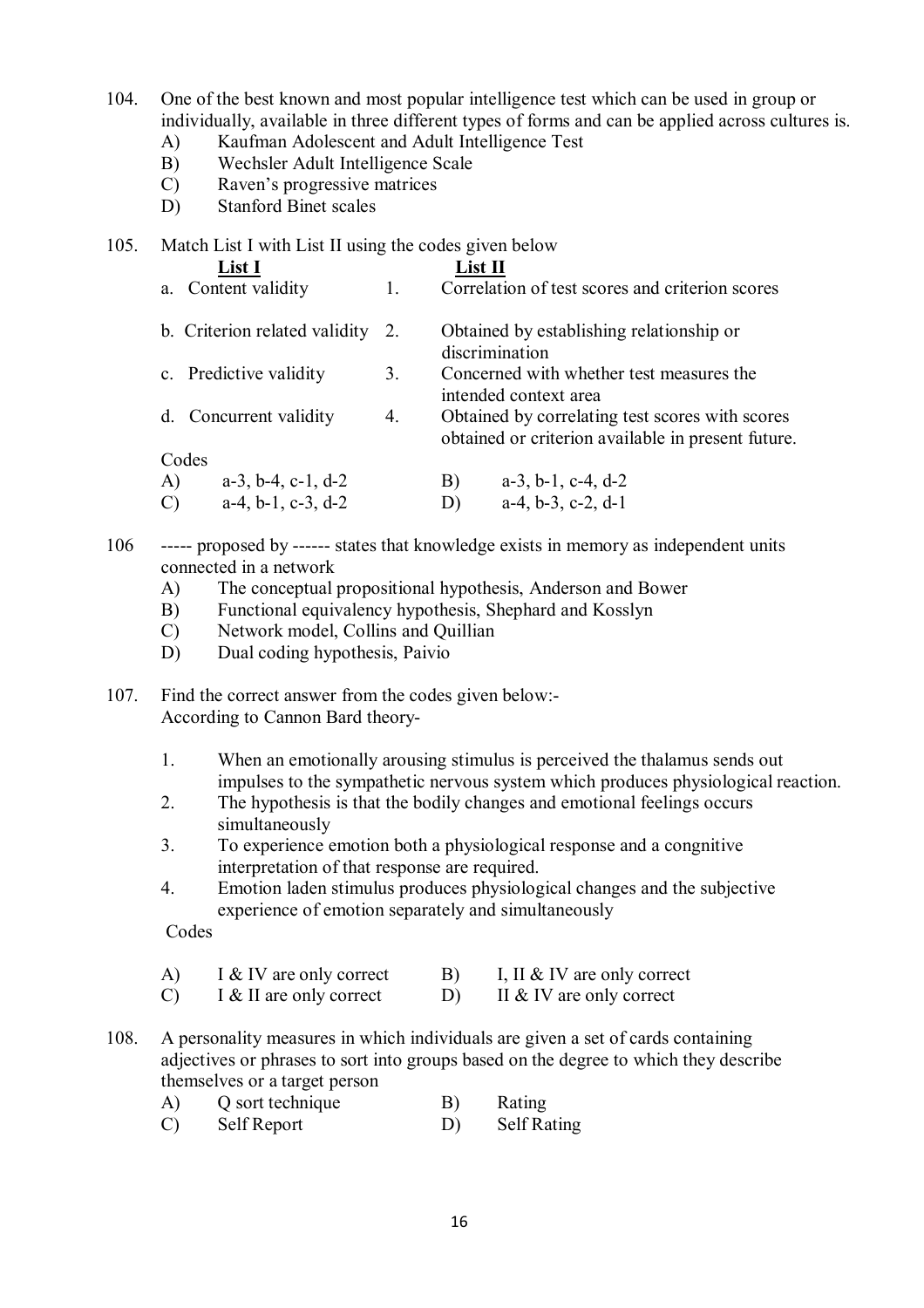104. One of the best known and most popular intelligence test which can be used in group or individually, available in three different types of forms and can be applied across cultures is.
    - A) Kaufman Adolescent and Adult Intelligence Test
    - B) Wechsler Adult Intelligence Scale
    - C) Raven's progressive matrices
    - D) Stanford Binet scales

105. Match List I with List II using the codes given below

| List I | | List II |
|---|---|---|
| a. Content validity | 1. | Correlation of test scores and criterion scores |
| b. Criterion related validity | 2. | Obtained by establishing relationship or discrimination |
| c. Predictive validity | 3. | Concerned with whether test measures the intended context area |
| d. Concurrent validity | 4. | Obtained by correlating test scores with scores obtained or criterion available in present future. |

Codes

- A) a-3, b-4, c-1, d-2
- B) a-3, b-1, c-4, d-2
- C) a-4, b-1, c-3, d-2
- D) a-4, b-3, c-2, d-1

106 ----- proposed by ------ states that knowledge exists in memory as independent units connected in a network
    - A) The conceptual propositional hypothesis, Anderson and Bower
    - B) Functional equivalency hypothesis, Shephard and Kosslyn
    - C) Network model, Collins and Quillian
    - D) Dual coding hypothesis, Paivio

107. Find the correct answer from the codes given below:-
According to Cannon Bard theory-

    1. When an emotionally arousing stimulus is perceived the thalamus sends out impulses to the sympathetic nervous system which produces physiological reaction.
    2. The hypothesis is that the bodily changes and emotional feelings occurs simultaneously
    3. To experience emotion both a physiological response and a congnitive interpretation of that response are required.
    4. Emotion laden stimulus produces physiological changes and the subjective experience of emotion separately and simultaneously

    Codes

    - A) I & IV are only correct
    - B) I, II & IV are only correct
    - C) I & II are only correct
    - D) II & IV are only correct

108. A personality measures in which individuals are given a set of cards containing adjectives or phrases to sort into groups based on the degree to which they describe themselves or a target person
    - A) Q sort technique
    - B) Rating
    - C) Self Report
    - D) Self Rating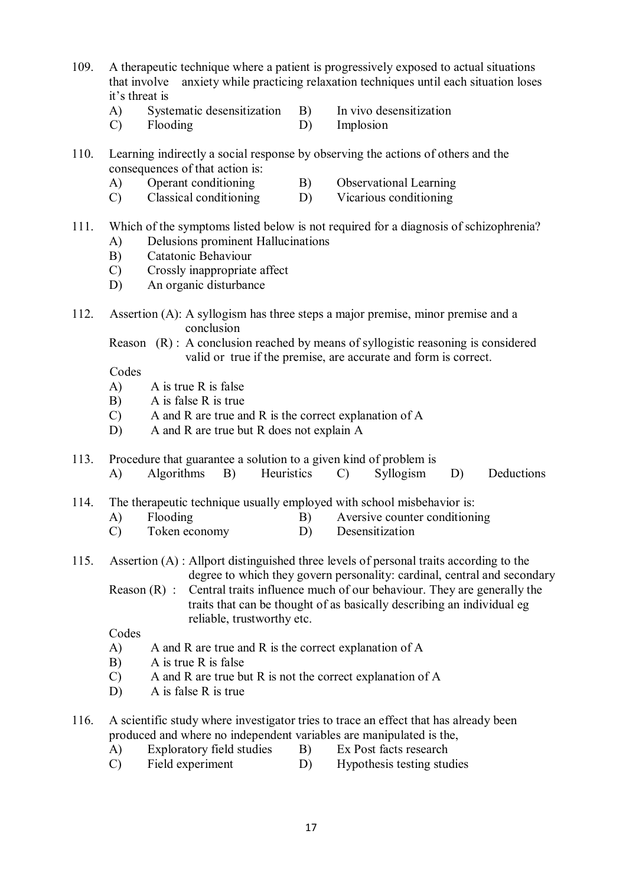109. A therapeutic technique where a patient is progressively exposed to actual situations that involve anxiety while practicing relaxation techniques until each situation loses it's threat is

A) Systematic desensitization
B) In vivo desensitization
C) Flooding
D) Implosion

110. Learning indirectly a social response by observing the actions of others and the consequences of that action is:

A) Operant conditioning
B) Observational Learning
C) Classical conditioning
D) Vicarious conditioning

111. Which of the symptoms listed below is not required for a diagnosis of schizophrenia?

A) Delusions prominent Hallucinations
B) Catatonic Behaviour
C) Crossly inappropriate affect
D) An organic disturbance

112. Assertion (A): A syllogism has three steps a major premise, minor premise and a conclusion

Reason (R) : A conclusion reached by means of syllogistic reasoning is considered valid or true if the premise, are accurate and form is correct.

Codes

A) A is true R is false
B) A is false R is true
C) A and R are true and R is the correct explanation of A
D) A and R are true but R does not explain A

113. Procedure that guarantee a solution to a given kind of problem is

A) Algorithms
B) Heuristics
C) Syllogism
D) Deductions

114. The therapeutic technique usually employed with school misbehavior is:

A) Flooding
B) Aversive counter conditioning
C) Token economy
D) Desensitization

115. Assertion (A) : Allport distinguished three levels of personal traits according to the degree to which they govern personality: cardinal, central and secondary

Reason (R) : Central traits influence much of our behaviour. They are generally the traits that can be thought of as basically describing an individual eg reliable, trustworthy etc.

Codes

A) A and R are true and R is the correct explanation of A
B) A is true R is false
C) A and R are true but R is not the correct explanation of A
D) A is false R is true

116. A scientific study where investigator tries to trace an effect that has already been produced and where no independent variables are manipulated is the,

A) Exploratory field studies
B) Ex Post facts research
C) Field experiment
D) Hypothesis testing studies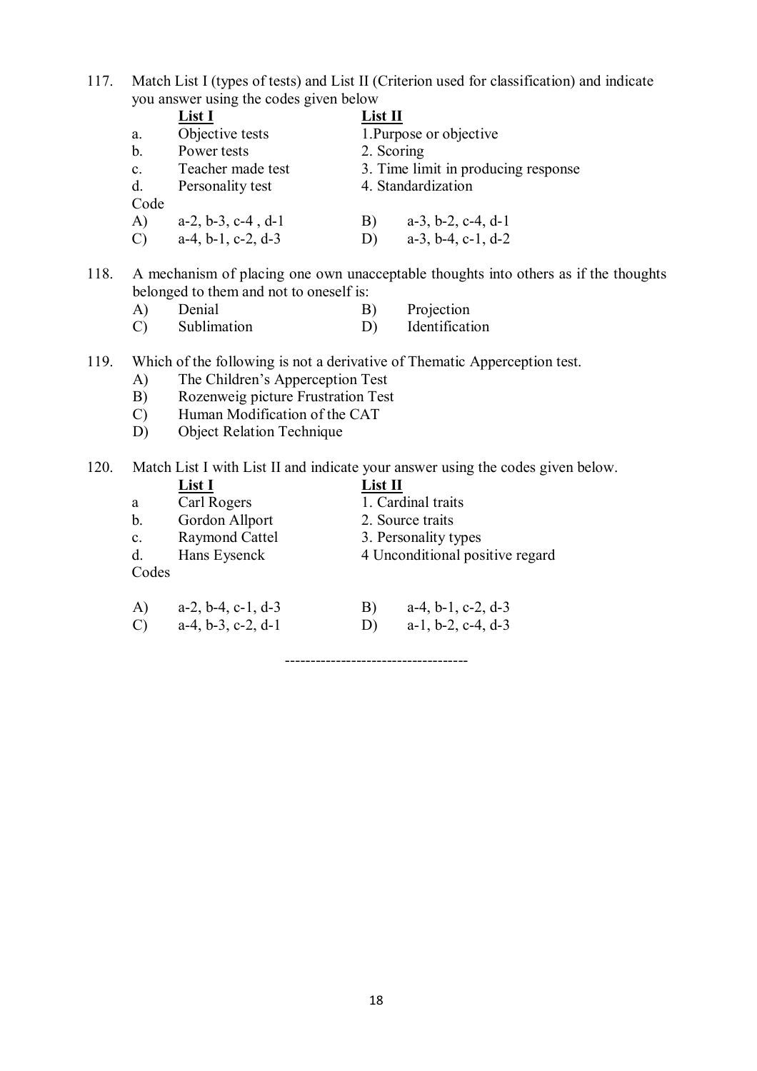117. Match List I (types of tests) and List II (Criterion used for classification) and indicate you answer using the codes given below

| | List I | List II |
|---|---|---|
| a. | Objective tests | 1.Purpose or objective |
| b. | Power tests | 2. Scoring |
| c. | Teacher made test | 3. Time limit in producing response |
| d. | Personality test | 4. Standardization |

Code

A) a-2, b-3, c-4 , d-1  B) a-3, b-2, c-4, d-1

C) a-4, b-1, c-2, d-3  D) a-3, b-4, c-1, d-2

118. A mechanism of placing one own unacceptable thoughts into others as if the thoughts belonged to them and not to oneself is:

A) Denial  B) Projection

C) Sublimation  D) Identification

119. Which of the following is not a derivative of Thematic Apperception test.

A) The Children's Apperception Test

B) Rozenweig picture Frustration Test

C) Human Modification of the CAT

D) Object Relation Technique

120. Match List I with List II and indicate your answer using the codes given below.

| | List I | List II |
|---|---|---|
| a | Carl Rogers | 1. Cardinal traits |
| b. | Gordon Allport | 2. Source traits |
| c. | Raymond Cattel | 3. Personality types |
| d. | Hans Eysenck | 4 Unconditional positive regard |

Codes

A) a-2, b-4, c-1, d-3  B) a-4, b-1, c-2, d-3

C) a-4, b-3, c-2, d-1  D) a-1, b-2, c-4, d-3

-----------------------------------